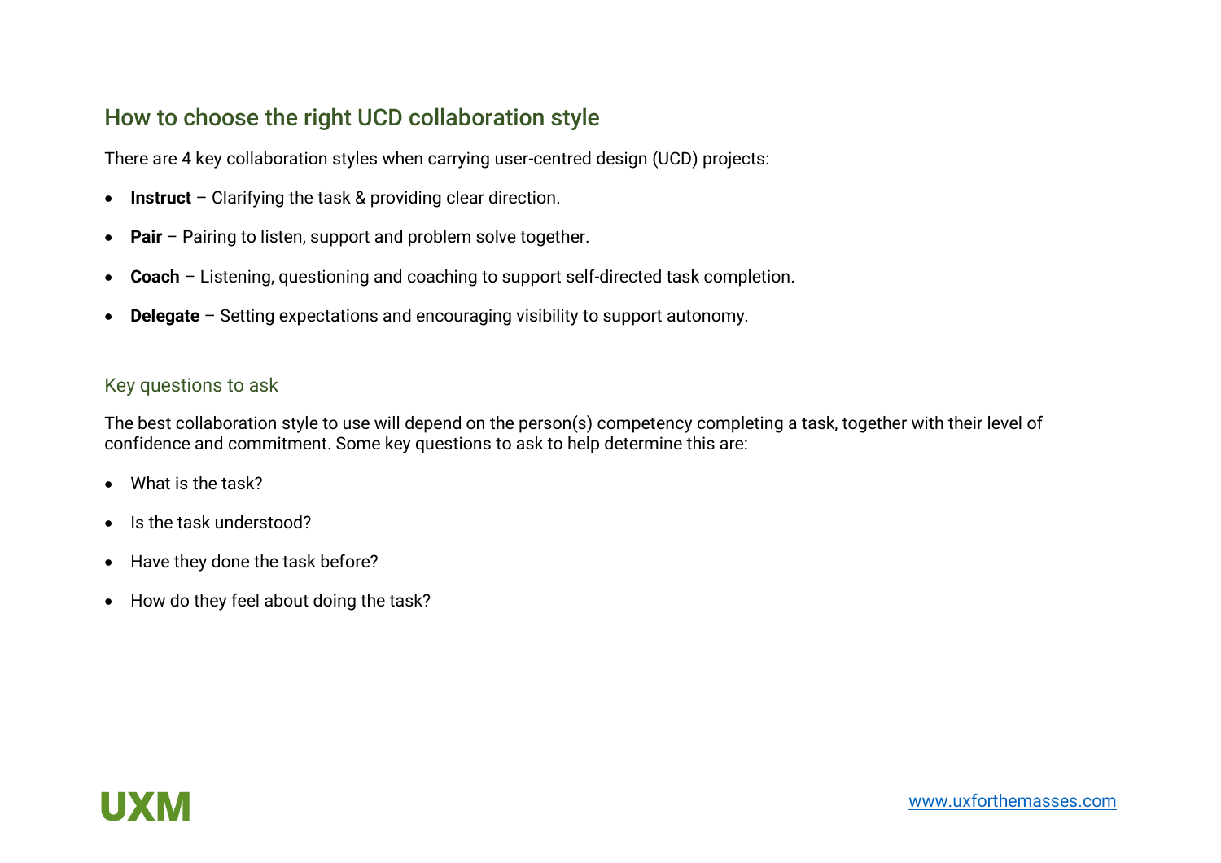# How to choose the right UCD collaboration style

There are 4 key collaboration styles when carrying user-centred design (UCD) projects:

- **Instruct** – Clarifying the task & providing clear direction.
- **Pair** – Pairing to listen, support and problem solve together.
- **Coach** – Listening, questioning and coaching to support self-directed task completion.
- **Delegate** – Setting expectations and encouraging visibility to support autonomy.

## Key questions to ask

The best collaboration style to use will depend on the person(s) competency completing a task, together with their level of confidence and commitment. Some key questions to ask to help determine this are:

- What is the task?
- Is the task understood?
- Have they done the task before?
- How do they feel about doing the task?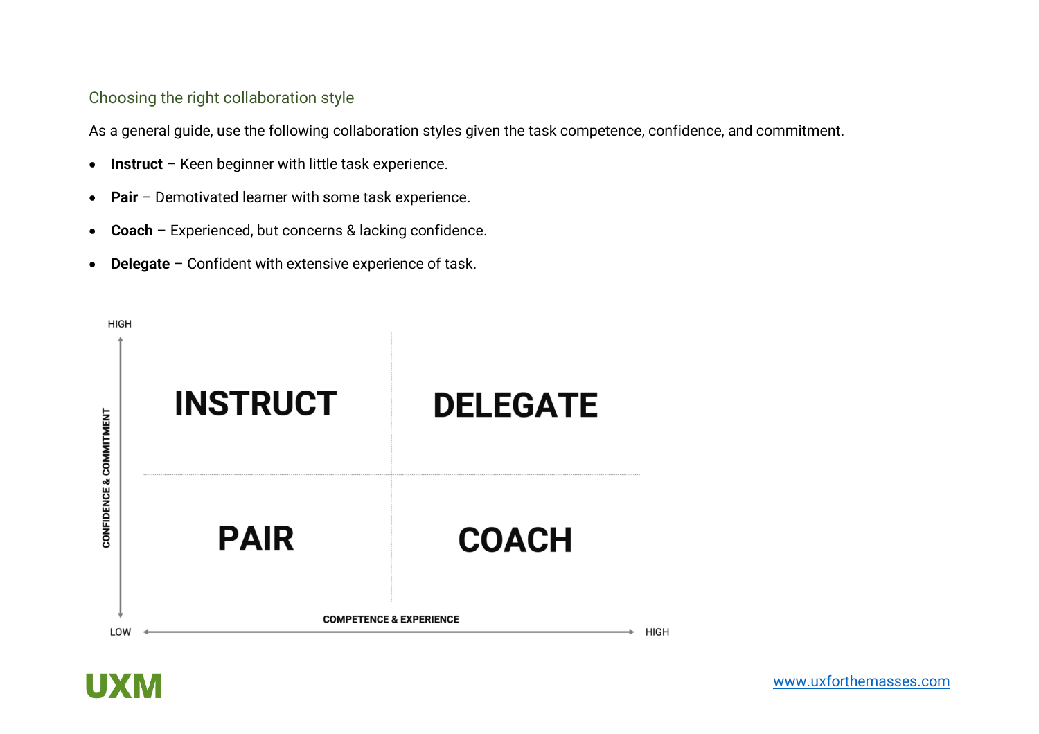## Choosing the right collaboration style

As a general guide, use the following collaboration styles given the task competence, confidence, and commitment.

- **Instruct** – Keen beginner with little task experience.
- **Pair** – Demotivated learner with some task experience.
- **Coach** – Experienced, but concerns & lacking confidence.
- **Delegate** – Confident with extensive experience of task.

| CONFIDENCE & COMMITMENT ↓ / COMPETENCE & EXPERIENCE → | LOW | HIGH |
| --- | --- | --- |
| HIGH | INSTRUCT | DELEGATE |
| LOW | PAIR | COACH |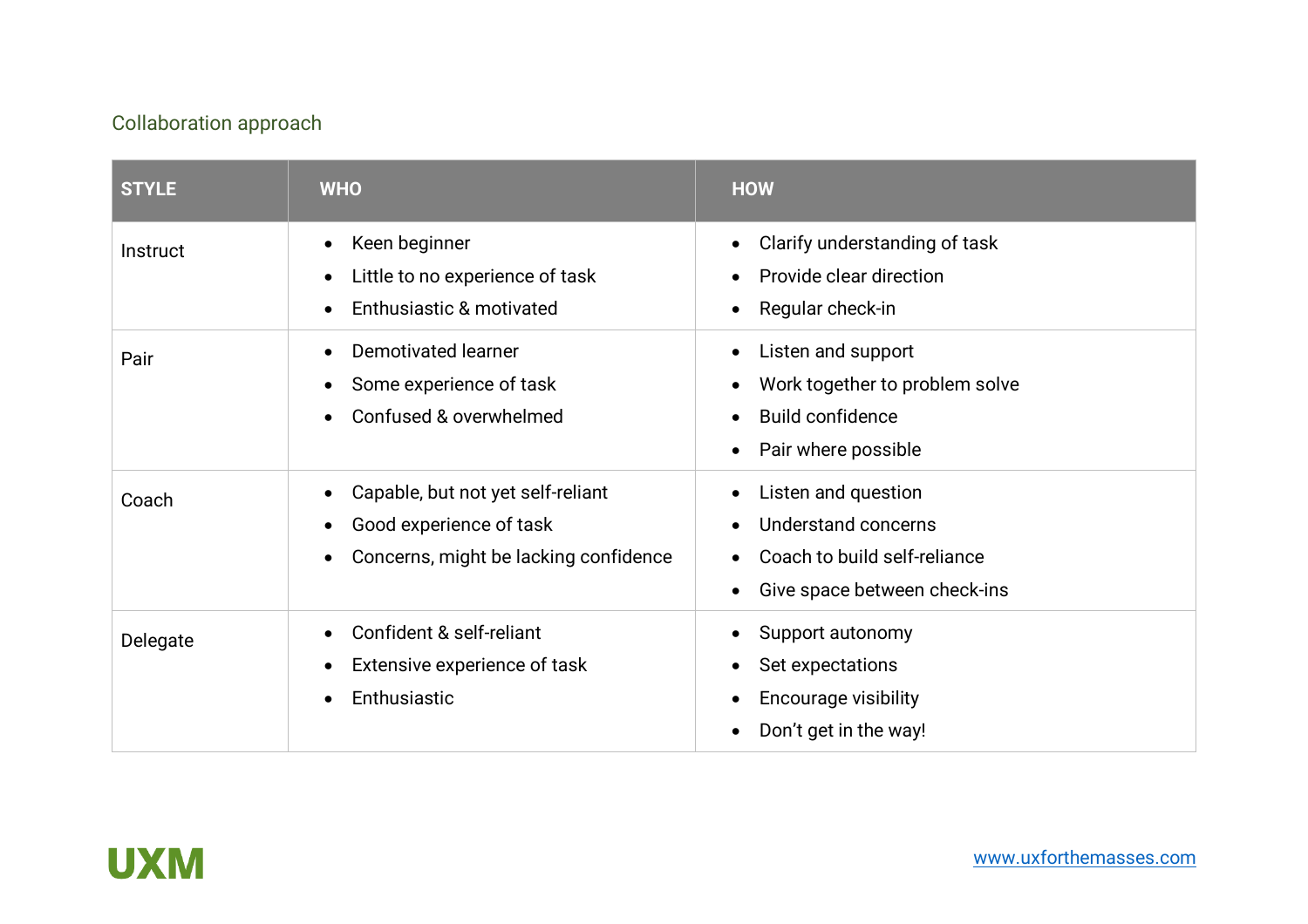## Collaboration approach

| STYLE | WHO | HOW |
|---|---|---|
| Instruct | • Keen beginner<br>• Little to no experience of task<br>• Enthusiastic & motivated | • Clarify understanding of task<br>• Provide clear direction<br>• Regular check-in |
| Pair | • Demotivated learner<br>• Some experience of task<br>• Confused & overwhelmed | • Listen and support<br>• Work together to problem solve<br>• Build confidence<br>• Pair where possible |
| Coach | • Capable, but not yet self-reliant<br>• Good experience of task<br>• Concerns, might be lacking confidence | • Listen and question<br>• Understand concerns<br>• Coach to build self-reliance<br>• Give space between check-ins |
| Delegate | • Confident & self-reliant<br>• Extensive experience of task<br>• Enthusiastic | • Support autonomy<br>• Set expectations<br>• Encourage visibility<br>• Don't get in the way! |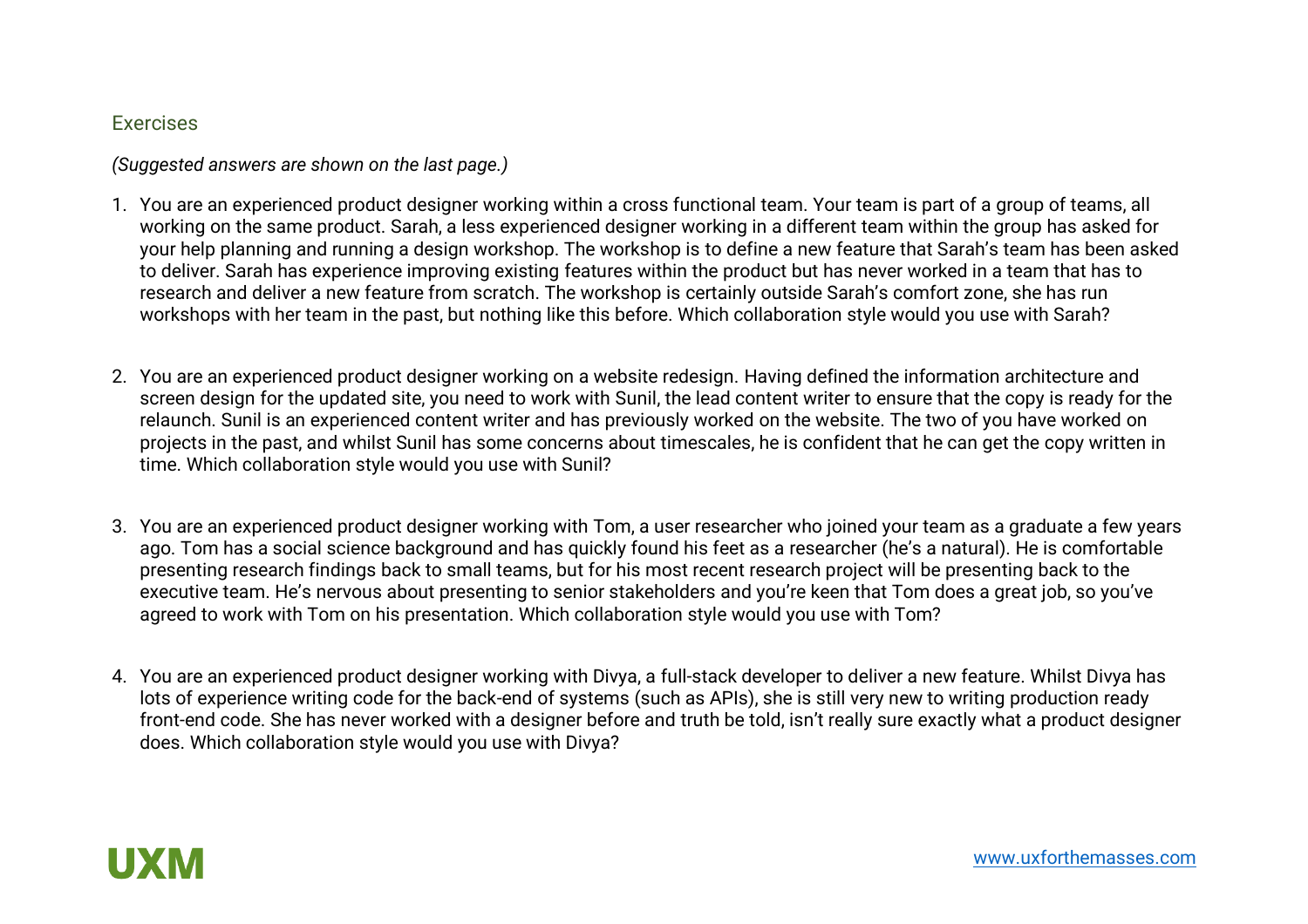## Exercises

*(Suggested answers are shown on the last page.)*

1. You are an experienced product designer working within a cross functional team. Your team is part of a group of teams, all working on the same product. Sarah, a less experienced designer working in a different team within the group has asked for your help planning and running a design workshop. The workshop is to define a new feature that Sarah's team has been asked to deliver. Sarah has experience improving existing features within the product but has never worked in a team that has to research and deliver a new feature from scratch. The workshop is certainly outside Sarah's comfort zone, she has run workshops with her team in the past, but nothing like this before. Which collaboration style would you use with Sarah?

2. You are an experienced product designer working on a website redesign. Having defined the information architecture and screen design for the updated site, you need to work with Sunil, the lead content writer to ensure that the copy is ready for the relaunch. Sunil is an experienced content writer and has previously worked on the website. The two of you have worked on projects in the past, and whilst Sunil has some concerns about timescales, he is confident that he can get the copy written in time. Which collaboration style would you use with Sunil?

3. You are an experienced product designer working with Tom, a user researcher who joined your team as a graduate a few years ago. Tom has a social science background and has quickly found his feet as a researcher (he's a natural). He is comfortable presenting research findings back to small teams, but for his most recent research project will be presenting back to the executive team. He's nervous about presenting to senior stakeholders and you're keen that Tom does a great job, so you've agreed to work with Tom on his presentation. Which collaboration style would you use with Tom?

4. You are an experienced product designer working with Divya, a full-stack developer to deliver a new feature. Whilst Divya has lots of experience writing code for the back-end of systems (such as APIs), she is still very new to writing production ready front-end code. She has never worked with a designer before and truth be told, isn't really sure exactly what a product designer does. Which collaboration style would you use with Divya?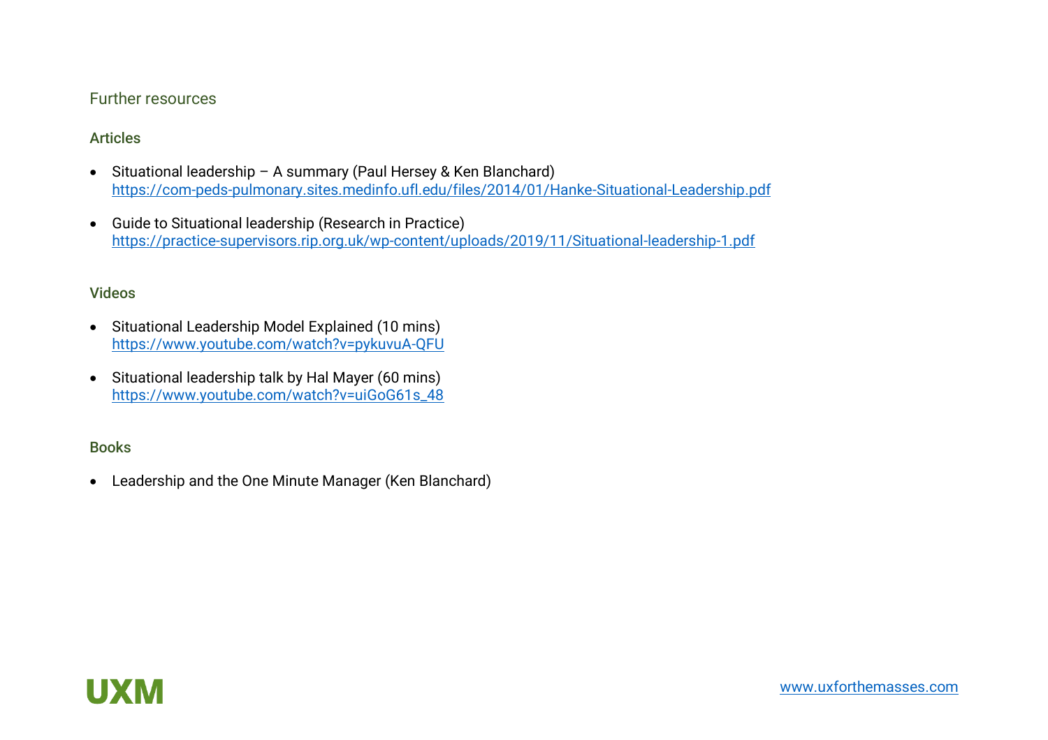## Further resources

### Articles

- Situational leadership – A summary (Paul Hersey & Ken Blanchard)
  https://com-peds-pulmonary.sites.medinfo.ufl.edu/files/2014/01/Hanke-Situational-Leadership.pdf

- Guide to Situational leadership (Research in Practice)
  https://practice-supervisors.rip.org.uk/wp-content/uploads/2019/11/Situational-leadership-1.pdf

### Videos

- Situational Leadership Model Explained (10 mins)
  https://www.youtube.com/watch?v=pykuvuA-QFU

- Situational leadership talk by Hal Mayer (60 mins)
  https://www.youtube.com/watch?v=uiGoG61s_48

### Books

- Leadership and the One Minute Manager (Ken Blanchard)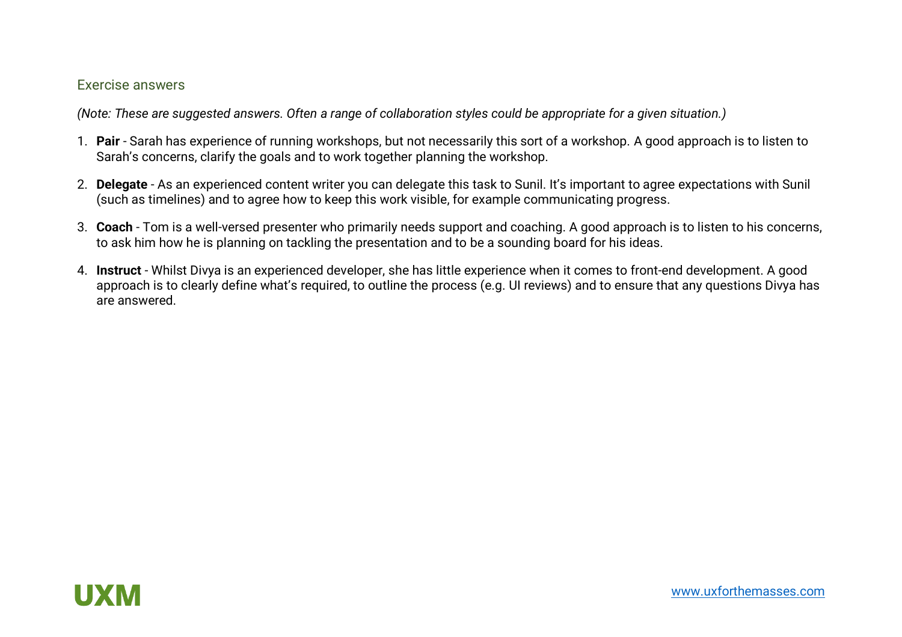## Exercise answers

*(Note: These are suggested answers. Often a range of collaboration styles could be appropriate for a given situation.)*

1. **Pair** - Sarah has experience of running workshops, but not necessarily this sort of a workshop. A good approach is to listen to Sarah's concerns, clarify the goals and to work together planning the workshop.

2. **Delegate** - As an experienced content writer you can delegate this task to Sunil. It's important to agree expectations with Sunil (such as timelines) and to agree how to keep this work visible, for example communicating progress.

3. **Coach** - Tom is a well-versed presenter who primarily needs support and coaching. A good approach is to listen to his concerns, to ask him how he is planning on tackling the presentation and to be a sounding board for his ideas.

4. **Instruct** - Whilst Divya is an experienced developer, she has little experience when it comes to front-end development. A good approach is to clearly define what's required, to outline the process (e.g. UI reviews) and to ensure that any questions Divya has are answered.